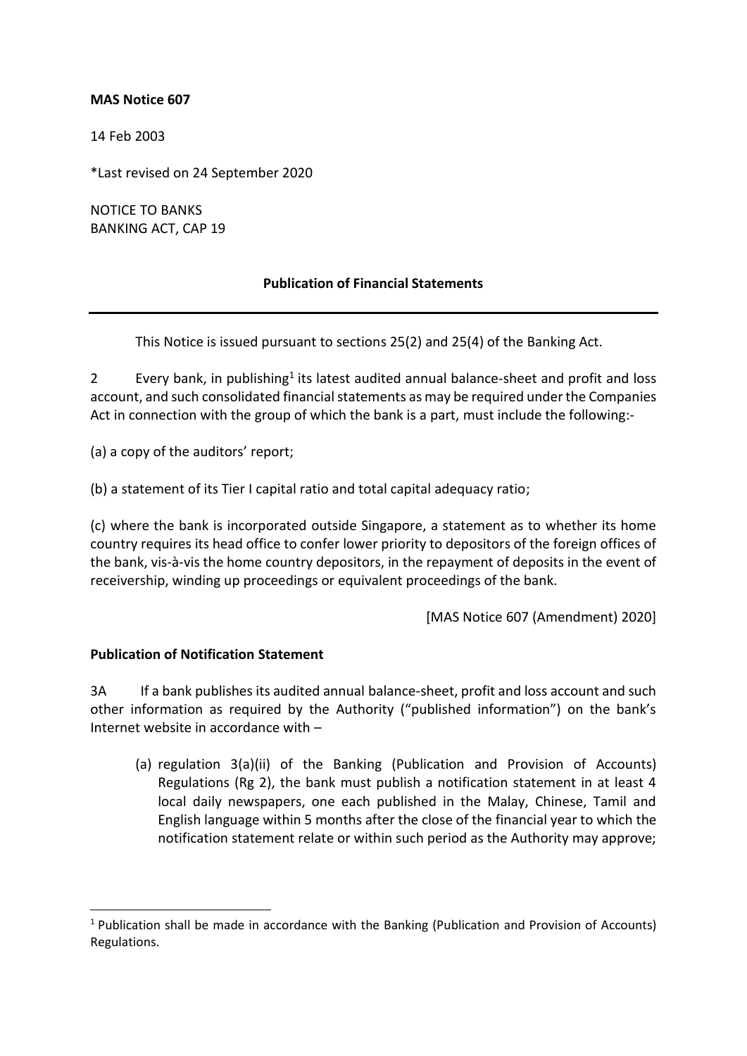**MAS Notice 607**

14 Feb 2003

*Last revised on 24 September 2020

NOTICE TO BANKS
BANKING ACT, CAP 19

**Publication of Financial Statements**

---

This Notice is issued pursuant to sections 25(2) and 25(4) of the Banking Act.

2 Every bank, in publishing[1] its latest audited annual balance-sheet and profit and loss account, and such consolidated financial statements as may be required under the Companies Act in connection with the group of which the bank is a part, must include the following:-

(a) a copy of the auditors' report;

(b) a statement of its Tier I capital ratio and total capital adequacy ratio;

(c) where the bank is incorporated outside Singapore, a statement as to whether its home country requires its head office to confer lower priority to depositors of the foreign offices of the bank, vis-à-vis the home country depositors, in the repayment of deposits in the event of receivership, winding up proceedings or equivalent proceedings of the bank.

[MAS Notice 607 (Amendment) 2020]

**Publication of Notification Statement**

3A If a bank publishes its audited annual balance-sheet, profit and loss account and such other information as required by the Authority ("published information") on the bank's Internet website in accordance with –

(a) regulation 3(a)(ii) of the Banking (Publication and Provision of Accounts) Regulations (Rg 2), the bank must publish a notification statement in at least 4 local daily newspapers, one each published in the Malay, Chinese, Tamil and English language within 5 months after the close of the financial year to which the notification statement relate or within such period as the Authority may approve;

---

[1] Publication shall be made in accordance with the Banking (Publication and Provision of Accounts) Regulations.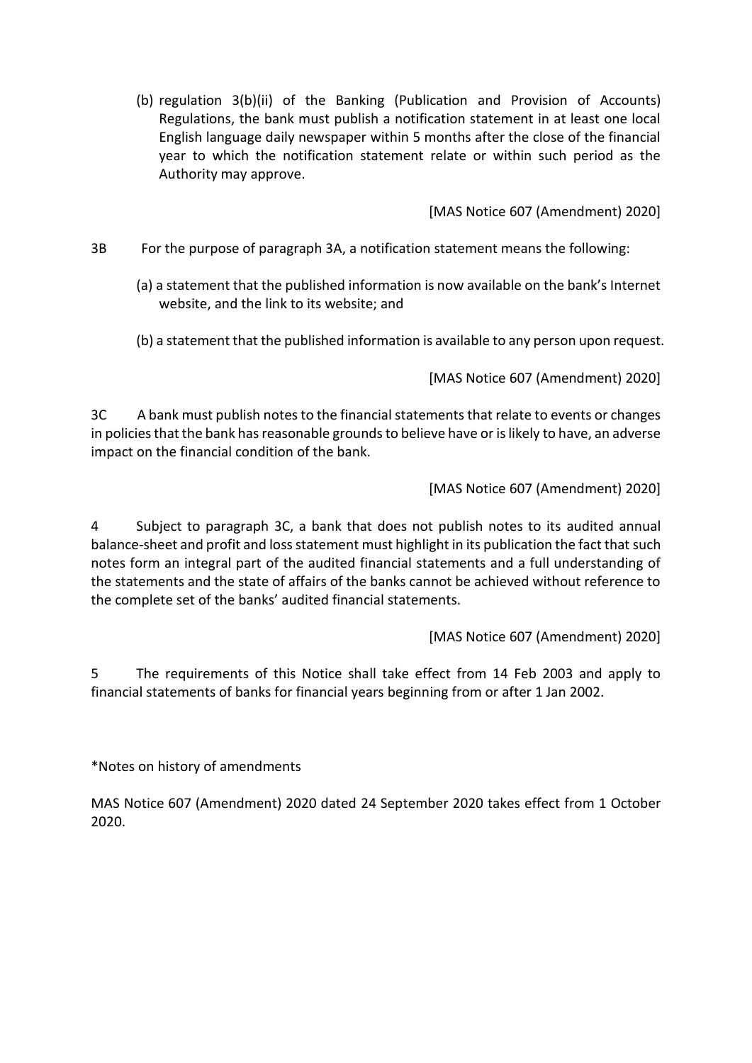(b) regulation 3(b)(ii) of the Banking (Publication and Provision of Accounts) Regulations, the bank must publish a notification statement in at least one local English language daily newspaper within 5 months after the close of the financial year to which the notification statement relate or within such period as the Authority may approve.

[MAS Notice 607 (Amendment) 2020]

3B For the purpose of paragraph 3A, a notification statement means the following:

(a) a statement that the published information is now available on the bank's Internet website, and the link to its website; and

(b) a statement that the published information is available to any person upon request.

[MAS Notice 607 (Amendment) 2020]

3C A bank must publish notes to the financial statements that relate to events or changes in policies that the bank has reasonable grounds to believe have or is likely to have, an adverse impact on the financial condition of the bank.

[MAS Notice 607 (Amendment) 2020]

4 Subject to paragraph 3C, a bank that does not publish notes to its audited annual balance-sheet and profit and loss statement must highlight in its publication the fact that such notes form an integral part of the audited financial statements and a full understanding of the statements and the state of affairs of the banks cannot be achieved without reference to the complete set of the banks' audited financial statements.

[MAS Notice 607 (Amendment) 2020]

5 The requirements of this Notice shall take effect from 14 Feb 2003 and apply to financial statements of banks for financial years beginning from or after 1 Jan 2002.

*Notes on history of amendments

MAS Notice 607 (Amendment) 2020 dated 24 September 2020 takes effect from 1 October 2020.